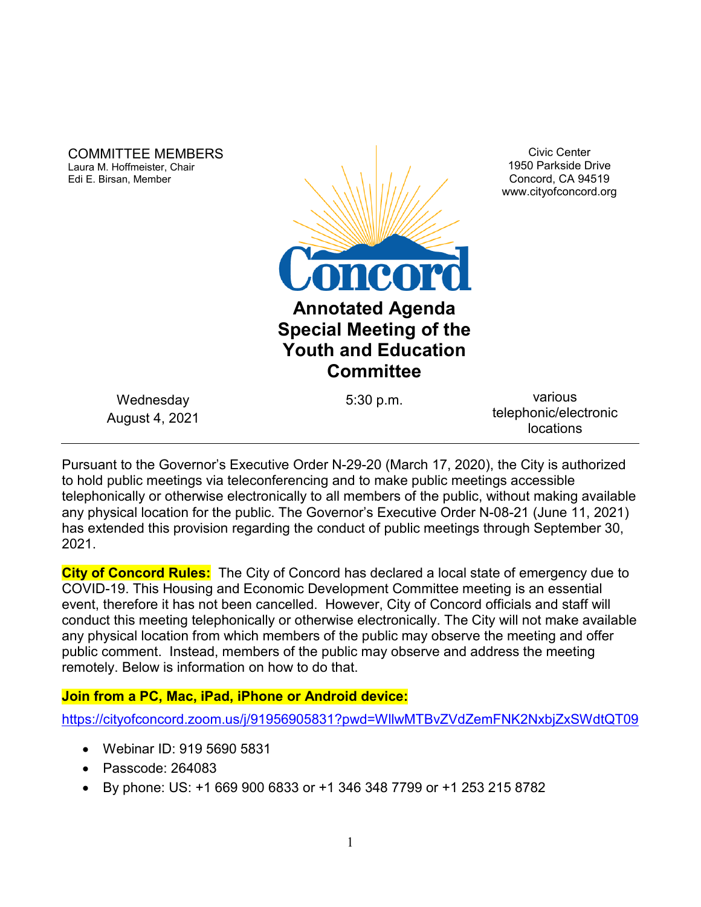COMMITTEE MEMBERS
Laura M. Hoffmeister, Chair
Edi E. Birsan, Member

Civic Center
1950 Parkside Drive
Concord, CA 94519
www.cityofconcord.org

Concord

# Annotated Agenda
# Special Meeting of the Youth and Education Committee

Wednesday
August 4, 2021

5:30 p.m.

various telephonic/electronic locations

---

Pursuant to the Governor's Executive Order N-29-20 (March 17, 2020), the City is authorized to hold public meetings via teleconferencing and to make public meetings accessible telephonically or otherwise electronically to all members of the public, without making available any physical location for the public. The Governor's Executive Order N-08-21 (June 11, 2021) has extended this provision regarding the conduct of public meetings through September 30, 2021.

**City of Concord Rules:** The City of Concord has declared a local state of emergency due to COVID-19. This Housing and Economic Development Committee meeting is an essential event, therefore it has not been cancelled. However, City of Concord officials and staff will conduct this meeting telephonically or otherwise electronically. The City will not make available any physical location from which members of the public may observe the meeting and offer public comment. Instead, members of the public may observe and address the meeting remotely. Below is information on how to do that.

**Join from a PC, Mac, iPad, iPhone or Android device:**

https://cityofconcord.zoom.us/j/91956905831?pwd=WllwMTBvZVdZemFNK2NxbjZxSWdtQT09

- Webinar ID: 919 5690 5831
- Passcode: 264083
- By phone: US: +1 669 900 6833 or +1 346 348 7799 or +1 253 215 8782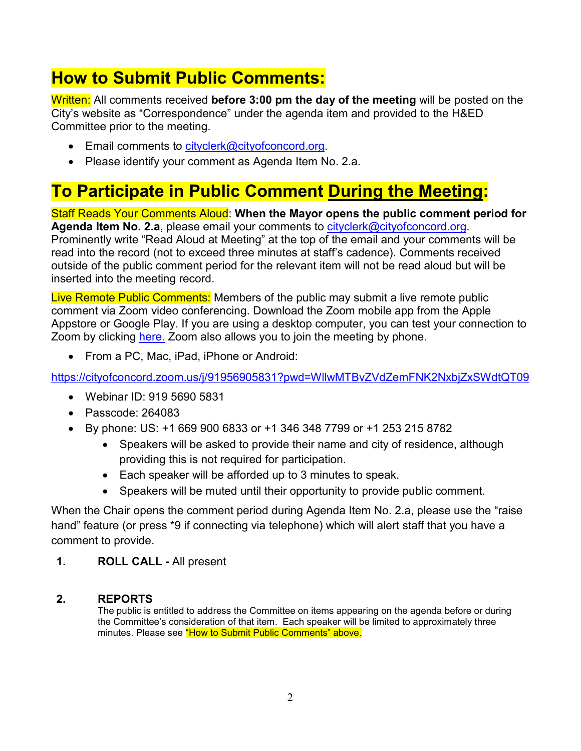## How to Submit Public Comments:

Written: All comments received **before 3:00 pm the day of the meeting** will be posted on the City's website as "Correspondence" under the agenda item and provided to the H&ED Committee prior to the meeting.

- Email comments to cityclerk@cityofconcord.org.
- Please identify your comment as Agenda Item No. 2.a.

## To Participate in Public Comment <u>During the Meeting</u>:

Staff Reads Your Comments Aloud: **When the Mayor opens the public comment period for Agenda Item No. 2.a**, please email your comments to cityclerk@cityofconcord.org. Prominently write "Read Aloud at Meeting" at the top of the email and your comments will be read into the record (not to exceed three minutes at staff's cadence). Comments received outside of the public comment period for the relevant item will not be read aloud but will be inserted into the meeting record.

Live Remote Public Comments: Members of the public may submit a live remote public comment via Zoom video conferencing. Download the Zoom mobile app from the Apple Appstore or Google Play. If you are using a desktop computer, you can test your connection to Zoom by clicking here. Zoom also allows you to join the meeting by phone.

- From a PC, Mac, iPad, iPhone or Android:

https://cityofconcord.zoom.us/j/91956905831?pwd=WllwMTBvZVdZemFNK2NxbjZxSWdtQT09

- Webinar ID: 919 5690 5831
- Passcode: 264083
- By phone: US: +1 669 900 6833 or +1 346 348 7799 or +1 253 215 8782
  - Speakers will be asked to provide their name and city of residence, although providing this is not required for participation.
  - Each speaker will be afforded up to 3 minutes to speak.
  - Speakers will be muted until their opportunity to provide public comment.

When the Chair opens the comment period during Agenda Item No. 2.a, please use the "raise hand" feature (or press *9 if connecting via telephone) which will alert staff that you have a comment to provide.

**1. ROLL CALL -** All present

**2. REPORTS**

The public is entitled to address the Committee on items appearing on the agenda before or during the Committee's consideration of that item. Each speaker will be limited to approximately three minutes. Please see "How to Submit Public Comments" above.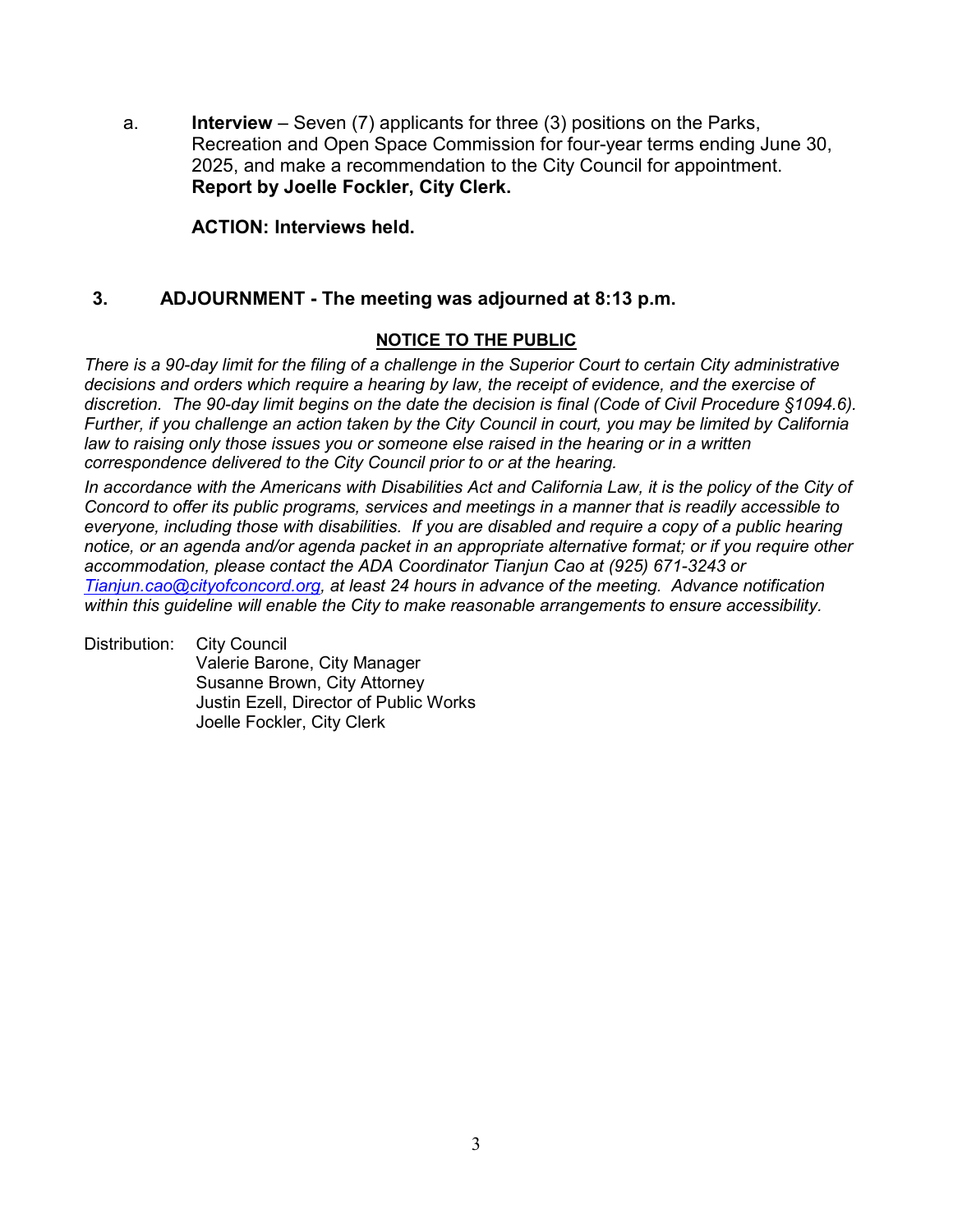a. **Interview** – Seven (7) applicants for three (3) positions on the Parks, Recreation and Open Space Commission for four-year terms ending June 30, 2025, and make a recommendation to the City Council for appointment. **Report by Joelle Fockler, City Clerk.**

   **ACTION: Interviews held.**

**3. ADJOURNMENT - The meeting was adjourned at 8:13 p.m.**

**NOTICE TO THE PUBLIC**

*There is a 90-day limit for the filing of a challenge in the Superior Court to certain City administrative decisions and orders which require a hearing by law, the receipt of evidence, and the exercise of discretion. The 90-day limit begins on the date the decision is final (Code of Civil Procedure §1094.6). Further, if you challenge an action taken by the City Council in court, you may be limited by California law to raising only those issues you or someone else raised in the hearing or in a written correspondence delivered to the City Council prior to or at the hearing.*

*In accordance with the Americans with Disabilities Act and California Law, it is the policy of the City of Concord to offer its public programs, services and meetings in a manner that is readily accessible to everyone, including those with disabilities. If you are disabled and require a copy of a public hearing notice, or an agenda and/or agenda packet in an appropriate alternative format; or if you require other accommodation, please contact the ADA Coordinator Tianjun Cao at (925) 671-3243 or [Tianjun.cao@cityofconcord.org](mailto:Tianjun.cao@cityofconcord.org), at least 24 hours in advance of the meeting. Advance notification within this guideline will enable the City to make reasonable arrangements to ensure accessibility.*

Distribution: City Council
Valerie Barone, City Manager
Susanne Brown, City Attorney
Justin Ezell, Director of Public Works
Joelle Fockler, City Clerk